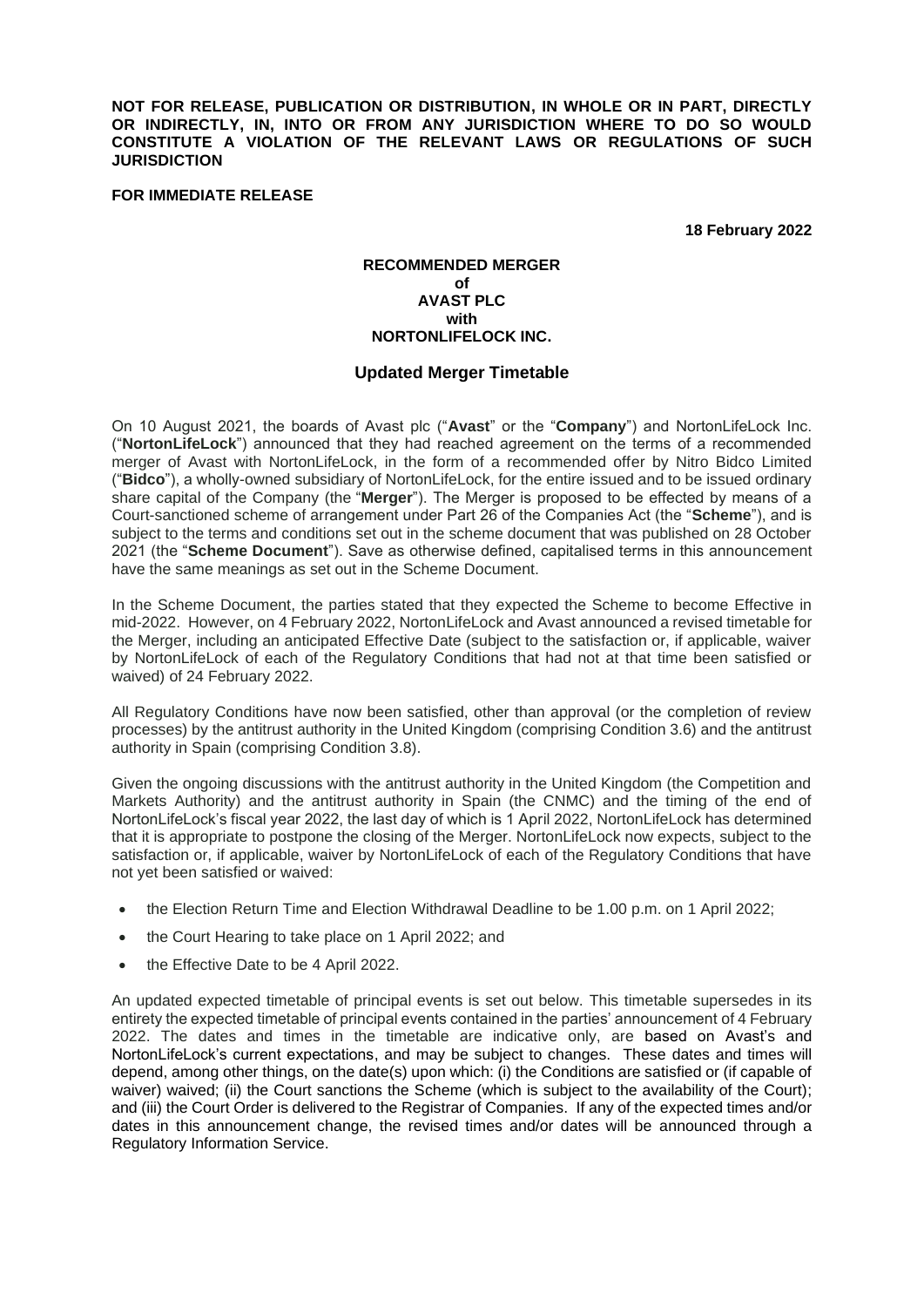**NOT FOR RELEASE, PUBLICATION OR DISTRIBUTION, IN WHOLE OR IN PART, DIRECTLY OR INDIRECTLY, IN, INTO OR FROM ANY JURISDICTION WHERE TO DO SO WOULD CONSTITUTE A VIOLATION OF THE RELEVANT LAWS OR REGULATIONS OF SUCH JURISDICTION**

**FOR IMMEDIATE RELEASE**

**18 February 2022**

**RECOMMENDED MERGER**
**of**
**AVAST PLC**
**with**
**NORTONLIFELOCK INC.**

## Updated Merger Timetable

On 10 August 2021, the boards of Avast plc ("**Avast**" or the "**Company**") and NortonLifeLock Inc. ("**NortonLifeLock**") announced that they had reached agreement on the terms of a recommended merger of Avast with NortonLifeLock, in the form of a recommended offer by Nitro Bidco Limited ("**Bidco**"), a wholly-owned subsidiary of NortonLifeLock, for the entire issued and to be issued ordinary share capital of the Company (the "**Merger**"). The Merger is proposed to be effected by means of a Court-sanctioned scheme of arrangement under Part 26 of the Companies Act (the "**Scheme**"), and is subject to the terms and conditions set out in the scheme document that was published on 28 October 2021 (the "**Scheme Document**"). Save as otherwise defined, capitalised terms in this announcement have the same meanings as set out in the Scheme Document.

In the Scheme Document, the parties stated that they expected the Scheme to become Effective in mid-2022. However, on 4 February 2022, NortonLifeLock and Avast announced a revised timetable for the Merger, including an anticipated Effective Date (subject to the satisfaction or, if applicable, waiver by NortonLifeLock of each of the Regulatory Conditions that had not at that time been satisfied or waived) of 24 February 2022.

All Regulatory Conditions have now been satisfied, other than approval (or the completion of review processes) by the antitrust authority in the United Kingdom (comprising Condition 3.6) and the antitrust authority in Spain (comprising Condition 3.8).

Given the ongoing discussions with the antitrust authority in the United Kingdom (the Competition and Markets Authority) and the antitrust authority in Spain (the CNMC) and the timing of the end of NortonLifeLock's fiscal year 2022, the last day of which is 1 April 2022, NortonLifeLock has determined that it is appropriate to postpone the closing of the Merger. NortonLifeLock now expects, subject to the satisfaction or, if applicable, waiver by NortonLifeLock of each of the Regulatory Conditions that have not yet been satisfied or waived:

- the Election Return Time and Election Withdrawal Deadline to be 1.00 p.m. on 1 April 2022;
- the Court Hearing to take place on 1 April 2022; and
- the Effective Date to be 4 April 2022.

An updated expected timetable of principal events is set out below. This timetable supersedes in its entirety the expected timetable of principal events contained in the parties' announcement of 4 February 2022. The dates and times in the timetable are indicative only, are based on Avast's and NortonLifeLock's current expectations, and may be subject to changes. These dates and times will depend, among other things, on the date(s) upon which: (i) the Conditions are satisfied or (if capable of waiver) waived; (ii) the Court sanctions the Scheme (which is subject to the availability of the Court); and (iii) the Court Order is delivered to the Registrar of Companies. If any of the expected times and/or dates in this announcement change, the revised times and/or dates will be announced through a Regulatory Information Service.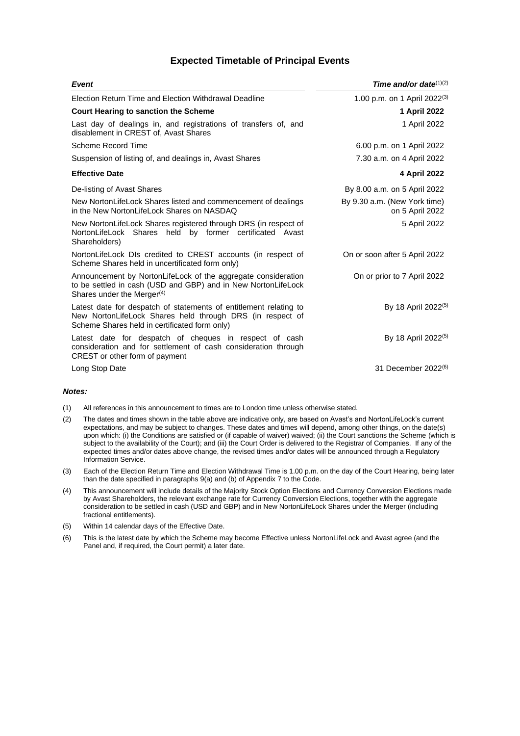## Expected Timetable of Principal Events

| ***Event*** | ***Time and/or date***[(1)(2)] |
|---|---|
| Election Return Time and Election Withdrawal Deadline | 1.00 p.m. on 1 April 2022[(3)] |
| **Court Hearing to sanction the Scheme** | **1 April 2022** |
| Last day of dealings in, and registrations of transfers of, and disablement in CREST of, Avast Shares | 1 April 2022 |
| Scheme Record Time | 6.00 p.m. on 1 April 2022 |
| Suspension of listing of, and dealings in, Avast Shares | 7.30 a.m. on 4 April 2022 |
| **Effective Date** | **4 April 2022** |
| De-listing of Avast Shares | By 8.00 a.m. on 5 April 2022 |
| New NortonLifeLock Shares listed and commencement of dealings in the New NortonLifeLock Shares on NASDAQ | By 9.30 a.m. (New York time) on 5 April 2022 |
| New NortonLifeLock Shares registered through DRS (in respect of NortonLifeLock Shares held by former certificated Avast Shareholders) | 5 April 2022 |
| NortonLifeLock DIs credited to CREST accounts (in respect of Scheme Shares held in uncertificated form only) | On or soon after 5 April 2022 |
| Announcement by NortonLifeLock of the aggregate consideration to be settled in cash (USD and GBP) and in New NortonLifeLock Shares under the Merger[(4)] | On or prior to 7 April 2022 |
| Latest date for despatch of statements of entitlement relating to New NortonLifeLock Shares held through DRS (in respect of Scheme Shares held in certificated form only) | By 18 April 2022[(5)] |
| Latest date for despatch of cheques in respect of cash consideration and for settlement of cash consideration through CREST or other form of payment | By 18 April 2022[(5)] |
| Long Stop Date | 31 December 2022[(6)] |

***Notes:***

(1) All references in this announcement to times are to London time unless otherwise stated.

(2) The dates and times shown in the table above are indicative only, are based on Avast's and NortonLifeLock's current expectations, and may be subject to changes. These dates and times will depend, among other things, on the date(s) upon which: (i) the Conditions are satisfied or (if capable of waiver) waived; (ii) the Court sanctions the Scheme (which is subject to the availability of the Court); and (iii) the Court Order is delivered to the Registrar of Companies. If any of the expected times and/or dates above change, the revised times and/or dates will be announced through a Regulatory Information Service.

(3) Each of the Election Return Time and Election Withdrawal Time is 1.00 p.m. on the day of the Court Hearing, being later than the date specified in paragraphs 9(a) and (b) of Appendix 7 to the Code.

(4) This announcement will include details of the Majority Stock Option Elections and Currency Conversion Elections made by Avast Shareholders, the relevant exchange rate for Currency Conversion Elections, together with the aggregate consideration to be settled in cash (USD and GBP) and in New NortonLifeLock Shares under the Merger (including fractional entitlements).

(5) Within 14 calendar days of the Effective Date.

(6) This is the latest date by which the Scheme may become Effective unless NortonLifeLock and Avast agree (and the Panel and, if required, the Court permit) a later date.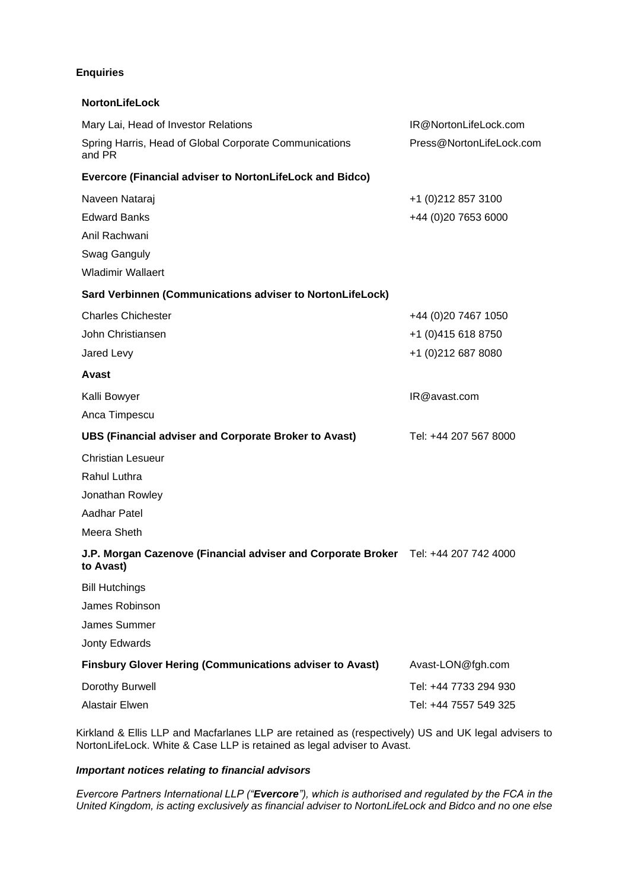**Enquiries**

| | |
|---|---|
| **NortonLifeLock** | |
| Mary Lai, Head of Investor Relations | IR@NortonLifeLock.com |
| Spring Harris, Head of Global Corporate Communications and PR | Press@NortonLifeLock.com |
| **Evercore (Financial adviser to NortonLifeLock and Bidco)** | |
| Naveen Nataraj | +1 (0)212 857 3100 |
| Edward Banks | +44 (0)20 7653 6000 |
| Anil Rachwani | |
| Swag Ganguly | |
| Wladimir Wallaert | |
| **Sard Verbinnen (Communications adviser to NortonLifeLock)** | |
| Charles Chichester | +44 (0)20 7467 1050 |
| John Christiansen | +1 (0)415 618 8750 |
| Jared Levy | +1 (0)212 687 8080 |
| **Avast** | |
| Kalli Bowyer | IR@avast.com |
| Anca Timpescu | |
| **UBS (Financial adviser and Corporate Broker to Avast)** | Tel: +44 207 567 8000 |
| Christian Lesueur | |
| Rahul Luthra | |
| Jonathan Rowley | |
| Aadhar Patel | |
| Meera Sheth | |
| **J.P. Morgan Cazenove (Financial adviser and Corporate Broker to Avast)** | Tel: +44 207 742 4000 |
| Bill Hutchings | |
| James Robinson | |
| James Summer | |
| Jonty Edwards | |
| **Finsbury Glover Hering (Communications adviser to Avast)** | Avast-LON@fgh.com |
| Dorothy Burwell | Tel: +44 7733 294 930 |
| Alastair Elwen | Tel: +44 7557 549 325 |

Kirkland & Ellis LLP and Macfarlanes LLP are retained as (respectively) US and UK legal advisers to NortonLifeLock. White & Case LLP is retained as legal adviser to Avast.

***Important notices relating to financial advisors***

*Evercore Partners International LLP ("**Evercore**"), which is authorised and regulated by the FCA in the United Kingdom, is acting exclusively as financial adviser to NortonLifeLock and Bidco and no one else*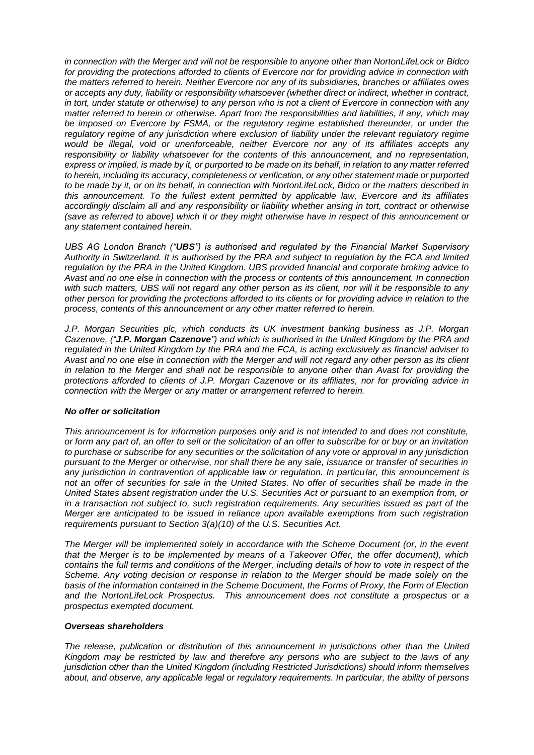*in connection with the Merger and will not be responsible to anyone other than NortonLifeLock or Bidco for providing the protections afforded to clients of Evercore nor for providing advice in connection with the matters referred to herein. Neither Evercore nor any of its subsidiaries, branches or affiliates owes or accepts any duty, liability or responsibility whatsoever (whether direct or indirect, whether in contract, in tort, under statute or otherwise) to any person who is not a client of Evercore in connection with any matter referred to herein or otherwise. Apart from the responsibilities and liabilities, if any, which may be imposed on Evercore by FSMA, or the regulatory regime established thereunder, or under the regulatory regime of any jurisdiction where exclusion of liability under the relevant regulatory regime would be illegal, void or unenforceable, neither Evercore nor any of its affiliates accepts any responsibility or liability whatsoever for the contents of this announcement, and no representation, express or implied, is made by it, or purported to be made on its behalf, in relation to any matter referred to herein, including its accuracy, completeness or verification, or any other statement made or purported to be made by it, or on its behalf, in connection with NortonLifeLock, Bidco or the matters described in this announcement. To the fullest extent permitted by applicable law, Evercore and its affiliates accordingly disclaim all and any responsibility or liability whether arising in tort, contract or otherwise (save as referred to above) which it or they might otherwise have in respect of this announcement or any statement contained herein.*

*UBS AG London Branch ("**UBS**") is authorised and regulated by the Financial Market Supervisory Authority in Switzerland. It is authorised by the PRA and subject to regulation by the FCA and limited regulation by the PRA in the United Kingdom. UBS provided financial and corporate broking advice to Avast and no one else in connection with the process or contents of this announcement. In connection with such matters, UBS will not regard any other person as its client, nor will it be responsible to any other person for providing the protections afforded to its clients or for providing advice in relation to the process, contents of this announcement or any other matter referred to herein.*

*J.P. Morgan Securities plc, which conducts its UK investment banking business as J.P. Morgan Cazenove, ("**J.P. Morgan Cazenove**") and which is authorised in the United Kingdom by the PRA and regulated in the United Kingdom by the PRA and the FCA, is acting exclusively as financial adviser to Avast and no one else in connection with the Merger and will not regard any other person as its client in relation to the Merger and shall not be responsible to anyone other than Avast for providing the protections afforded to clients of J.P. Morgan Cazenove or its affiliates, nor for providing advice in connection with the Merger or any matter or arrangement referred to herein.*

***No offer or solicitation***

*This announcement is for information purposes only and is not intended to and does not constitute, or form any part of, an offer to sell or the solicitation of an offer to subscribe for or buy or an invitation to purchase or subscribe for any securities or the solicitation of any vote or approval in any jurisdiction pursuant to the Merger or otherwise, nor shall there be any sale, issuance or transfer of securities in any jurisdiction in contravention of applicable law or regulation. In particular, this announcement is not an offer of securities for sale in the United States. No offer of securities shall be made in the United States absent registration under the U.S. Securities Act or pursuant to an exemption from, or in a transaction not subject to, such registration requirements. Any securities issued as part of the Merger are anticipated to be issued in reliance upon available exemptions from such registration requirements pursuant to Section 3(a)(10) of the U.S. Securities Act.*

*The Merger will be implemented solely in accordance with the Scheme Document (or, in the event that the Merger is to be implemented by means of a Takeover Offer, the offer document), which contains the full terms and conditions of the Merger, including details of how to vote in respect of the Scheme. Any voting decision or response in relation to the Merger should be made solely on the basis of the information contained in the Scheme Document, the Forms of Proxy, the Form of Election and the NortonLifeLock Prospectus. This announcement does not constitute a prospectus or a prospectus exempted document.*

***Overseas shareholders***

*The release, publication or distribution of this announcement in jurisdictions other than the United Kingdom may be restricted by law and therefore any persons who are subject to the laws of any jurisdiction other than the United Kingdom (including Restricted Jurisdictions) should inform themselves about, and observe, any applicable legal or regulatory requirements. In particular, the ability of persons*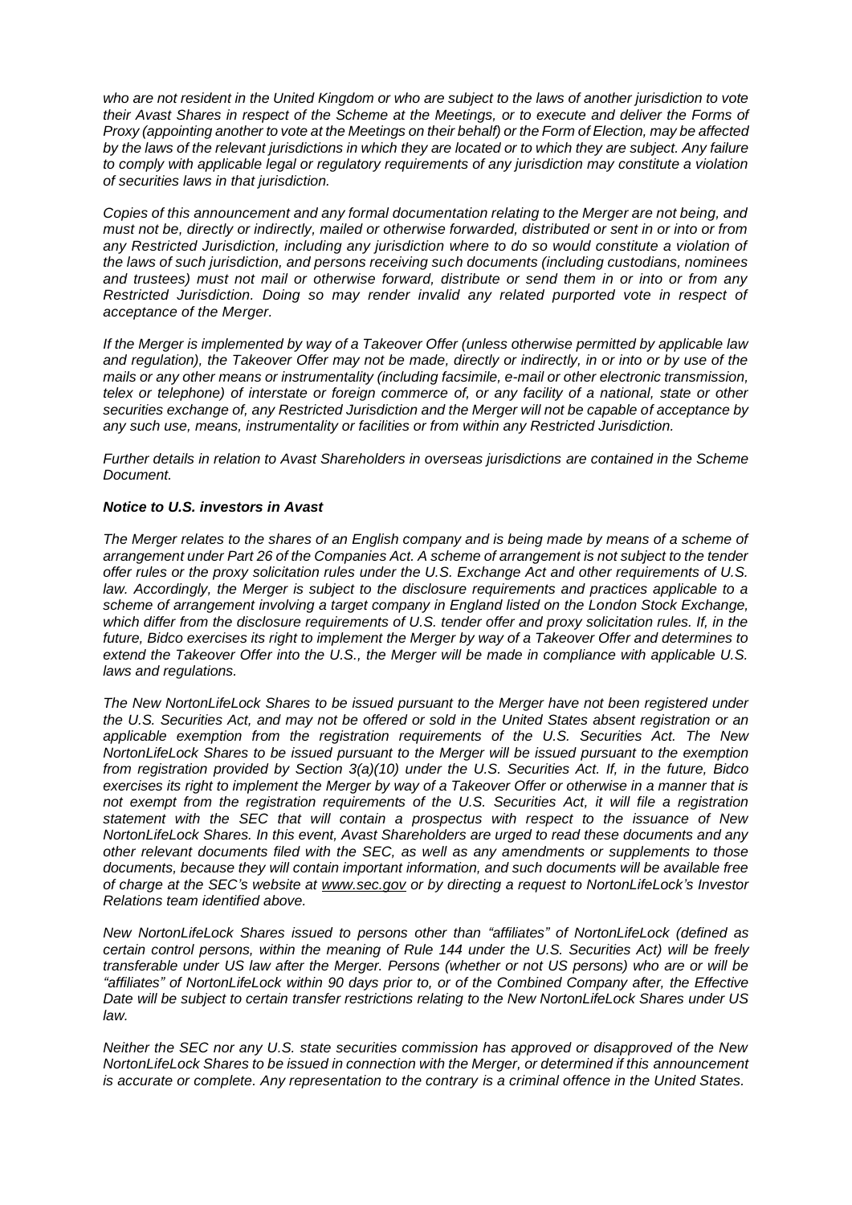*who are not resident in the United Kingdom or who are subject to the laws of another jurisdiction to vote their Avast Shares in respect of the Scheme at the Meetings, or to execute and deliver the Forms of Proxy (appointing another to vote at the Meetings on their behalf) or the Form of Election, may be affected by the laws of the relevant jurisdictions in which they are located or to which they are subject. Any failure to comply with applicable legal or regulatory requirements of any jurisdiction may constitute a violation of securities laws in that jurisdiction.*

*Copies of this announcement and any formal documentation relating to the Merger are not being, and must not be, directly or indirectly, mailed or otherwise forwarded, distributed or sent in or into or from any Restricted Jurisdiction, including any jurisdiction where to do so would constitute a violation of the laws of such jurisdiction, and persons receiving such documents (including custodians, nominees and trustees) must not mail or otherwise forward, distribute or send them in or into or from any Restricted Jurisdiction. Doing so may render invalid any related purported vote in respect of acceptance of the Merger.*

*If the Merger is implemented by way of a Takeover Offer (unless otherwise permitted by applicable law and regulation), the Takeover Offer may not be made, directly or indirectly, in or into or by use of the mails or any other means or instrumentality (including facsimile, e-mail or other electronic transmission, telex or telephone) of interstate or foreign commerce of, or any facility of a national, state or other securities exchange of, any Restricted Jurisdiction and the Merger will not be capable of acceptance by any such use, means, instrumentality or facilities or from within any Restricted Jurisdiction.*

*Further details in relation to Avast Shareholders in overseas jurisdictions are contained in the Scheme Document.*

***Notice to U.S. investors in Avast***

*The Merger relates to the shares of an English company and is being made by means of a scheme of arrangement under Part 26 of the Companies Act. A scheme of arrangement is not subject to the tender offer rules or the proxy solicitation rules under the U.S. Exchange Act and other requirements of U.S. law. Accordingly, the Merger is subject to the disclosure requirements and practices applicable to a scheme of arrangement involving a target company in England listed on the London Stock Exchange, which differ from the disclosure requirements of U.S. tender offer and proxy solicitation rules. If, in the future, Bidco exercises its right to implement the Merger by way of a Takeover Offer and determines to extend the Takeover Offer into the U.S., the Merger will be made in compliance with applicable U.S. laws and regulations.*

*The New NortonLifeLock Shares to be issued pursuant to the Merger have not been registered under the U.S. Securities Act, and may not be offered or sold in the United States absent registration or an applicable exemption from the registration requirements of the U.S. Securities Act. The New NortonLifeLock Shares to be issued pursuant to the Merger will be issued pursuant to the exemption from registration provided by Section 3(a)(10) under the U.S. Securities Act. If, in the future, Bidco exercises its right to implement the Merger by way of a Takeover Offer or otherwise in a manner that is not exempt from the registration requirements of the U.S. Securities Act, it will file a registration statement with the SEC that will contain a prospectus with respect to the issuance of New NortonLifeLock Shares. In this event, Avast Shareholders are urged to read these documents and any other relevant documents filed with the SEC, as well as any amendments or supplements to those documents, because they will contain important information, and such documents will be available free of charge at the SEC's website at www.sec.gov or by directing a request to NortonLifeLock's Investor Relations team identified above.*

*New NortonLifeLock Shares issued to persons other than "affiliates" of NortonLifeLock (defined as certain control persons, within the meaning of Rule 144 under the U.S. Securities Act) will be freely transferable under US law after the Merger. Persons (whether or not US persons) who are or will be "affiliates" of NortonLifeLock within 90 days prior to, or of the Combined Company after, the Effective Date will be subject to certain transfer restrictions relating to the New NortonLifeLock Shares under US law.*

*Neither the SEC nor any U.S. state securities commission has approved or disapproved of the New NortonLifeLock Shares to be issued in connection with the Merger, or determined if this announcement is accurate or complete. Any representation to the contrary is a criminal offence in the United States.*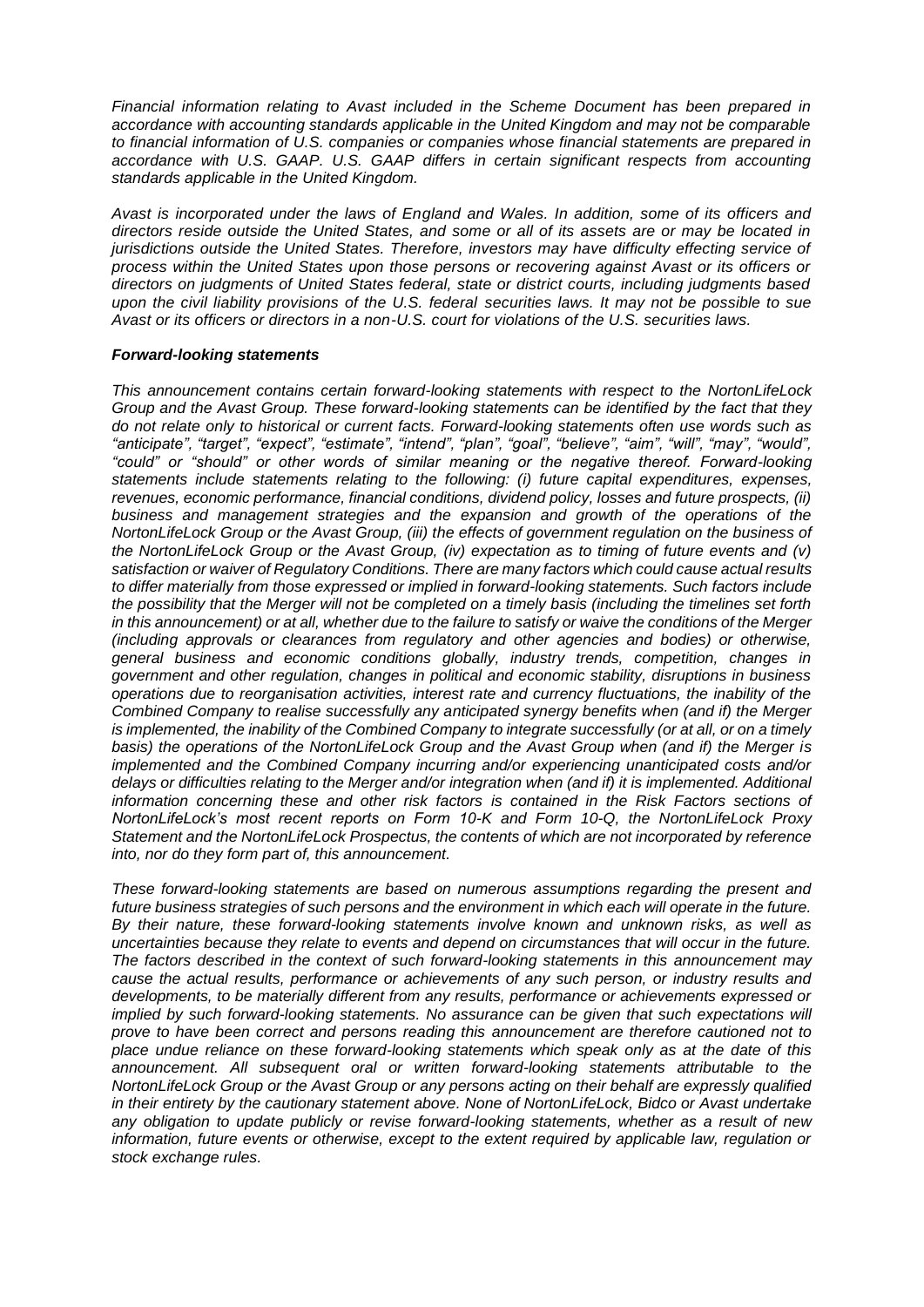*Financial information relating to Avast included in the Scheme Document has been prepared in accordance with accounting standards applicable in the United Kingdom and may not be comparable to financial information of U.S. companies or companies whose financial statements are prepared in accordance with U.S. GAAP. U.S. GAAP differs in certain significant respects from accounting standards applicable in the United Kingdom.*

*Avast is incorporated under the laws of England and Wales. In addition, some of its officers and directors reside outside the United States, and some or all of its assets are or may be located in jurisdictions outside the United States. Therefore, investors may have difficulty effecting service of process within the United States upon those persons or recovering against Avast or its officers or directors on judgments of United States federal, state or district courts, including judgments based upon the civil liability provisions of the U.S. federal securities laws. It may not be possible to sue Avast or its officers or directors in a non-U.S. court for violations of the U.S. securities laws.*

***Forward-looking statements***

*This announcement contains certain forward-looking statements with respect to the NortonLifeLock Group and the Avast Group. These forward-looking statements can be identified by the fact that they do not relate only to historical or current facts. Forward-looking statements often use words such as "anticipate", "target", "expect", "estimate", "intend", "plan", "goal", "believe", "aim", "will", "may", "would", "could" or "should" or other words of similar meaning or the negative thereof. Forward-looking statements include statements relating to the following: (i) future capital expenditures, expenses, revenues, economic performance, financial conditions, dividend policy, losses and future prospects, (ii) business and management strategies and the expansion and growth of the operations of the NortonLifeLock Group or the Avast Group, (iii) the effects of government regulation on the business of the NortonLifeLock Group or the Avast Group, (iv) expectation as to timing of future events and (v) satisfaction or waiver of Regulatory Conditions. There are many factors which could cause actual results to differ materially from those expressed or implied in forward-looking statements. Such factors include the possibility that the Merger will not be completed on a timely basis (including the timelines set forth in this announcement) or at all, whether due to the failure to satisfy or waive the conditions of the Merger (including approvals or clearances from regulatory and other agencies and bodies) or otherwise, general business and economic conditions globally, industry trends, competition, changes in government and other regulation, changes in political and economic stability, disruptions in business operations due to reorganisation activities, interest rate and currency fluctuations, the inability of the Combined Company to realise successfully any anticipated synergy benefits when (and if) the Merger is implemented, the inability of the Combined Company to integrate successfully (or at all, or on a timely basis) the operations of the NortonLifeLock Group and the Avast Group when (and if) the Merger is implemented and the Combined Company incurring and/or experiencing unanticipated costs and/or delays or difficulties relating to the Merger and/or integration when (and if) it is implemented. Additional information concerning these and other risk factors is contained in the Risk Factors sections of NortonLifeLock's most recent reports on Form 10-K and Form 10-Q, the NortonLifeLock Proxy Statement and the NortonLifeLock Prospectus, the contents of which are not incorporated by reference into, nor do they form part of, this announcement.*

*These forward-looking statements are based on numerous assumptions regarding the present and future business strategies of such persons and the environment in which each will operate in the future. By their nature, these forward-looking statements involve known and unknown risks, as well as uncertainties because they relate to events and depend on circumstances that will occur in the future. The factors described in the context of such forward-looking statements in this announcement may cause the actual results, performance or achievements of any such person, or industry results and developments, to be materially different from any results, performance or achievements expressed or implied by such forward-looking statements. No assurance can be given that such expectations will prove to have been correct and persons reading this announcement are therefore cautioned not to place undue reliance on these forward-looking statements which speak only as at the date of this announcement. All subsequent oral or written forward-looking statements attributable to the NortonLifeLock Group or the Avast Group or any persons acting on their behalf are expressly qualified in their entirety by the cautionary statement above. None of NortonLifeLock, Bidco or Avast undertake any obligation to update publicly or revise forward-looking statements, whether as a result of new information, future events or otherwise, except to the extent required by applicable law, regulation or stock exchange rules.*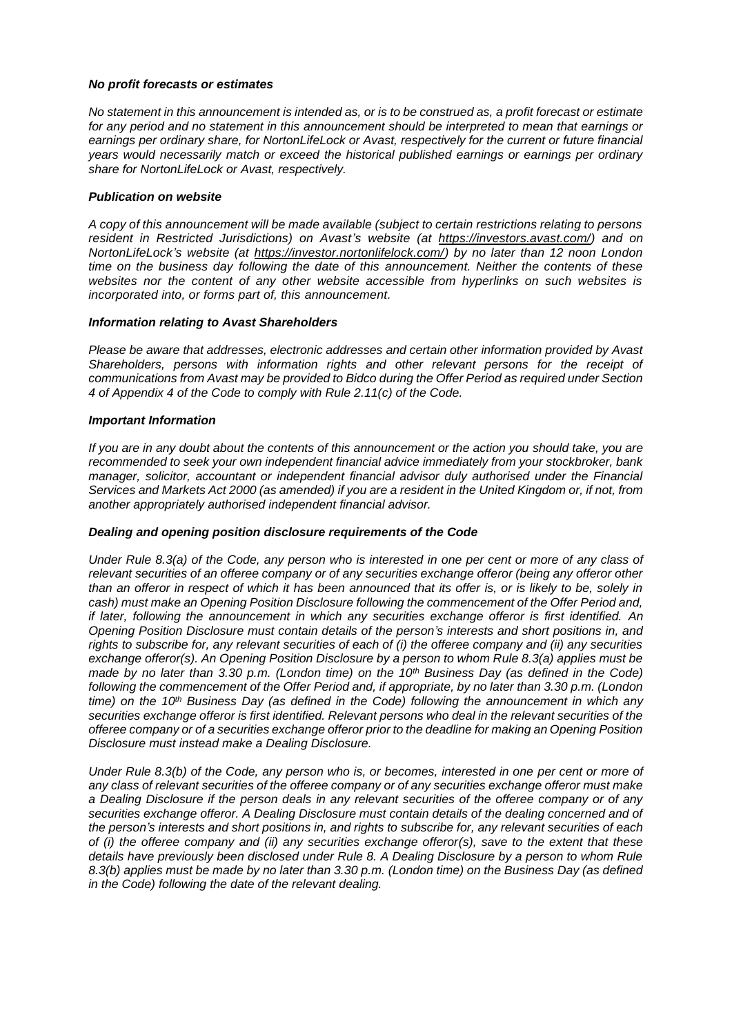***No profit forecasts or estimates***

*No statement in this announcement is intended as, or is to be construed as, a profit forecast or estimate for any period and no statement in this announcement should be interpreted to mean that earnings or earnings per ordinary share, for NortonLifeLock or Avast, respectively for the current or future financial years would necessarily match or exceed the historical published earnings or earnings per ordinary share for NortonLifeLock or Avast, respectively.*

***Publication on website***

*A copy of this announcement will be made available (subject to certain restrictions relating to persons resident in Restricted Jurisdictions) on Avast's website (at https://investors.avast.com/) and on NortonLifeLock's website (at https://investor.nortonlifelock.com/) by no later than 12 noon London time on the business day following the date of this announcement. Neither the contents of these websites nor the content of any other website accessible from hyperlinks on such websites is incorporated into, or forms part of, this announcement.*

***Information relating to Avast Shareholders***

*Please be aware that addresses, electronic addresses and certain other information provided by Avast Shareholders, persons with information rights and other relevant persons for the receipt of communications from Avast may be provided to Bidco during the Offer Period as required under Section 4 of Appendix 4 of the Code to comply with Rule 2.11(c) of the Code.*

***Important Information***

*If you are in any doubt about the contents of this announcement or the action you should take, you are recommended to seek your own independent financial advice immediately from your stockbroker, bank manager, solicitor, accountant or independent financial advisor duly authorised under the Financial Services and Markets Act 2000 (as amended) if you are a resident in the United Kingdom or, if not, from another appropriately authorised independent financial advisor.*

***Dealing and opening position disclosure requirements of the Code***

*Under Rule 8.3(a) of the Code, any person who is interested in one per cent or more of any class of relevant securities of an offeree company or of any securities exchange offeror (being any offeror other than an offeror in respect of which it has been announced that its offer is, or is likely to be, solely in cash) must make an Opening Position Disclosure following the commencement of the Offer Period and, if later, following the announcement in which any securities exchange offeror is first identified. An Opening Position Disclosure must contain details of the person's interests and short positions in, and rights to subscribe for, any relevant securities of each of (i) the offeree company and (ii) any securities exchange offeror(s). An Opening Position Disclosure by a person to whom Rule 8.3(a) applies must be made by no later than 3.30 p.m. (London time) on the 10th Business Day (as defined in the Code) following the commencement of the Offer Period and, if appropriate, by no later than 3.30 p.m. (London time) on the 10th Business Day (as defined in the Code) following the announcement in which any securities exchange offeror is first identified. Relevant persons who deal in the relevant securities of the offeree company or of a securities exchange offeror prior to the deadline for making an Opening Position Disclosure must instead make a Dealing Disclosure.*

*Under Rule 8.3(b) of the Code, any person who is, or becomes, interested in one per cent or more of any class of relevant securities of the offeree company or of any securities exchange offeror must make a Dealing Disclosure if the person deals in any relevant securities of the offeree company or of any securities exchange offeror. A Dealing Disclosure must contain details of the dealing concerned and of the person's interests and short positions in, and rights to subscribe for, any relevant securities of each of (i) the offeree company and (ii) any securities exchange offeror(s), save to the extent that these details have previously been disclosed under Rule 8. A Dealing Disclosure by a person to whom Rule 8.3(b) applies must be made by no later than 3.30 p.m. (London time) on the Business Day (as defined in the Code) following the date of the relevant dealing.*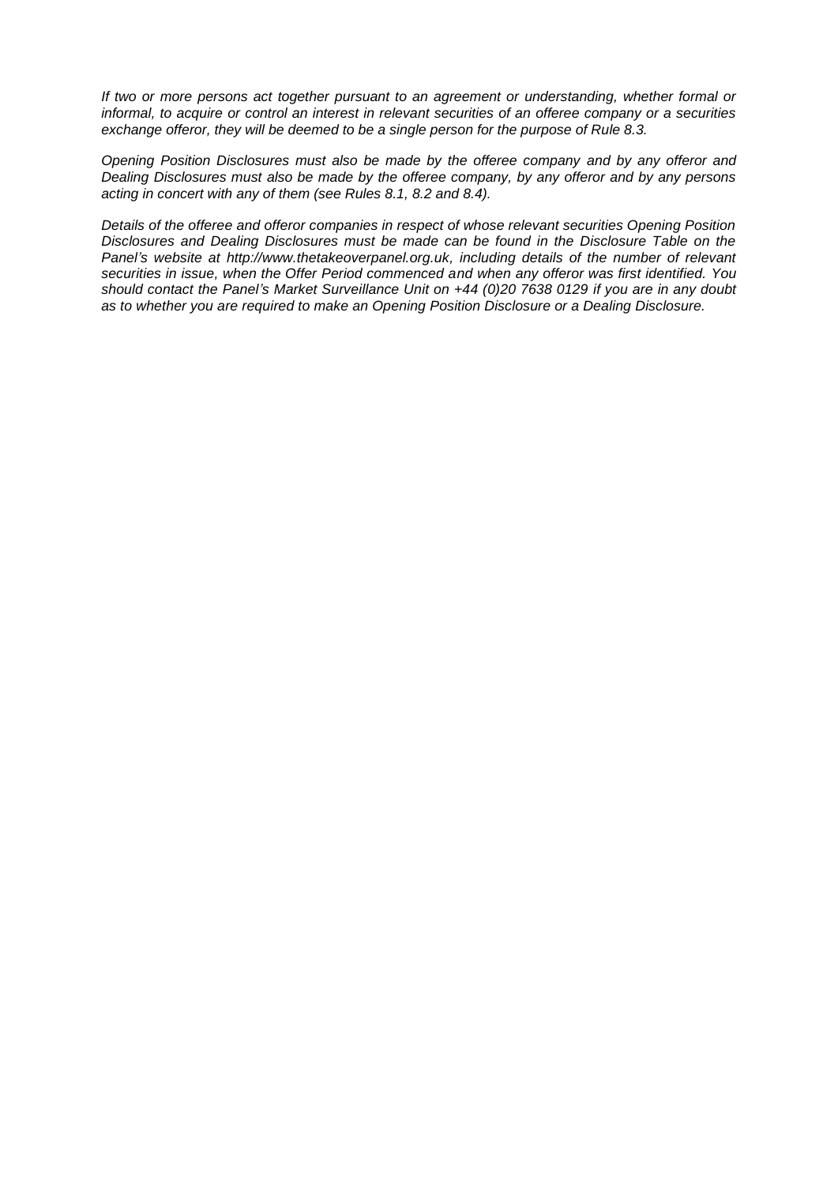*If two or more persons act together pursuant to an agreement or understanding, whether formal or informal, to acquire or control an interest in relevant securities of an offeree company or a securities exchange offeror, they will be deemed to be a single person for the purpose of Rule 8.3.*

*Opening Position Disclosures must also be made by the offeree company and by any offeror and Dealing Disclosures must also be made by the offeree company, by any offeror and by any persons acting in concert with any of them (see Rules 8.1, 8.2 and 8.4).*

*Details of the offeree and offeror companies in respect of whose relevant securities Opening Position Disclosures and Dealing Disclosures must be made can be found in the Disclosure Table on the Panel's website at http://www.thetakeoverpanel.org.uk, including details of the number of relevant securities in issue, when the Offer Period commenced and when any offeror was first identified. You should contact the Panel's Market Surveillance Unit on +44 (0)20 7638 0129 if you are in any doubt as to whether you are required to make an Opening Position Disclosure or a Dealing Disclosure.*